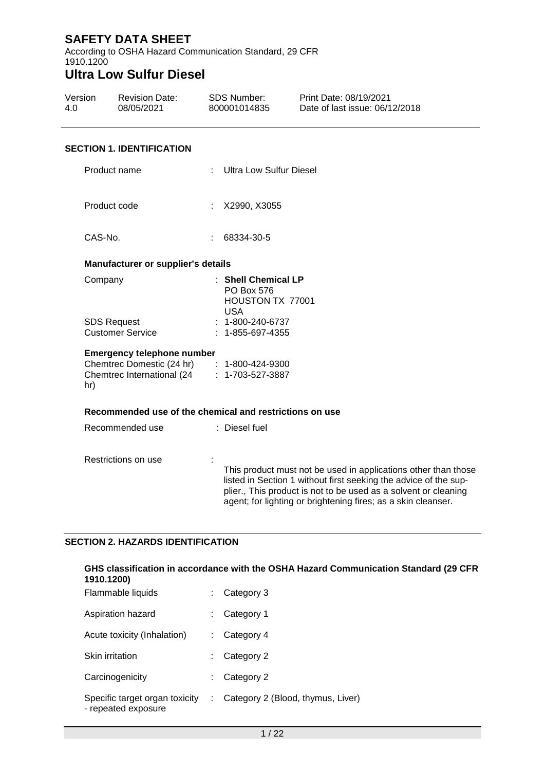# SAFETY DATA SHEET

According to OSHA Hazard Communication Standard, 29 CFR 1910.1200

# Ultra Low Sulfur Diesel

| Version | Revision Date: | SDS Number: | Print Date: 08/19/2021 |
|---|---|---|---|
| 4.0 | 08/05/2021 | 800001014835 | Date of last issue: 06/12/2018 |

## SECTION 1. IDENTIFICATION

Product name : Ultra Low Sulfur Diesel

Product code : X2990, X3055

CAS-No. : 68334-30-5

### Manufacturer or supplier's details

Company : **Shell Chemical LP**
PO Box 576
HOUSTON TX 77001
USA

SDS Request : 1-800-240-6737

Customer Service : 1-855-697-4355

### Emergency telephone number

Chemtrec Domestic (24 hr) : 1-800-424-9300

Chemtrec International (24 hr) : 1-703-527-3887

### Recommended use of the chemical and restrictions on use

Recommended use : Diesel fuel

Restrictions on use : This product must not be used in applications other than those listed in Section 1 without first seeking the advice of the supplier., This product is not to be used as a solvent or cleaning agent; for lighting or brightening fires; as a skin cleanser.

## SECTION 2. HAZARDS IDENTIFICATION

### GHS classification in accordance with the OSHA Hazard Communication Standard (29 CFR 1910.1200)

Flammable liquids : Category 3

Aspiration hazard : Category 1

Acute toxicity (Inhalation) : Category 4

Skin irritation : Category 2

Carcinogenicity : Category 2

Specific target organ toxicity - repeated exposure : Category 2 (Blood, thymus, Liver)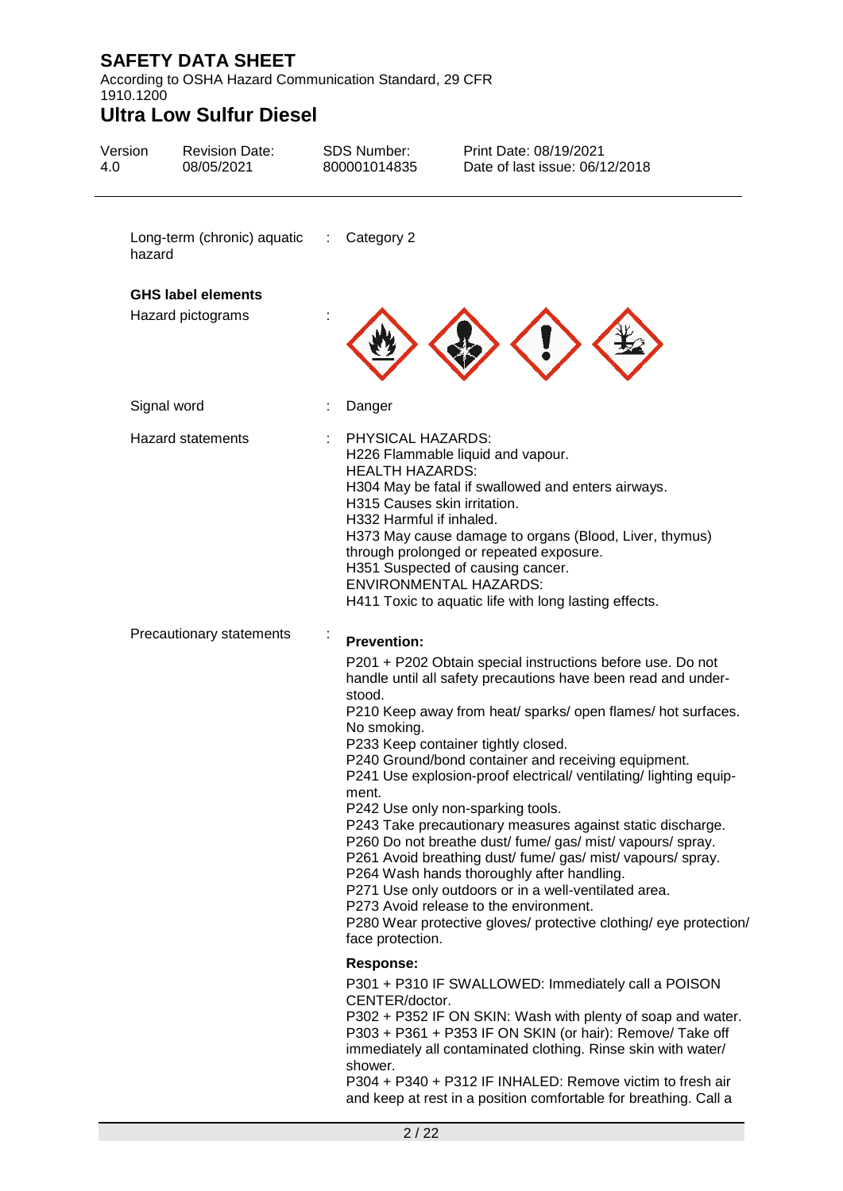Long-term (chronic) aquatic hazard : Category 2

**GHS label elements**

Hazard pictograms :

Signal word : Danger

Hazard statements :

PHYSICAL HAZARDS:
H226 Flammable liquid and vapour.
HEALTH HAZARDS:
H304 May be fatal if swallowed and enters airways.
H315 Causes skin irritation.
H332 Harmful if inhaled.
H373 May cause damage to organs (Blood, Liver, thymus) through prolonged or repeated exposure.
H351 Suspected of causing cancer.
ENVIRONMENTAL HAZARDS:
H411 Toxic to aquatic life with long lasting effects.

Precautionary statements :

**Prevention:**

P201 + P202 Obtain special instructions before use. Do not handle until all safety precautions have been read and understood.
P210 Keep away from heat/ sparks/ open flames/ hot surfaces. No smoking.
P233 Keep container tightly closed.
P240 Ground/bond container and receiving equipment.
P241 Use explosion-proof electrical/ ventilating/ lighting equipment.
P242 Use only non-sparking tools.
P243 Take precautionary measures against static discharge.
P260 Do not breathe dust/ fume/ gas/ mist/ vapours/ spray.
P261 Avoid breathing dust/ fume/ gas/ mist/ vapours/ spray.
P264 Wash hands thoroughly after handling.
P271 Use only outdoors or in a well-ventilated area.
P273 Avoid release to the environment.
P280 Wear protective gloves/ protective clothing/ eye protection/ face protection.

**Response:**

P301 + P310 IF SWALLOWED: Immediately call a POISON CENTER/doctor.
P302 + P352 IF ON SKIN: Wash with plenty of soap and water.
P303 + P361 + P353 IF ON SKIN (or hair): Remove/ Take off immediately all contaminated clothing. Rinse skin with water/ shower.
P304 + P340 + P312 IF INHALED: Remove victim to fresh air and keep at rest in a position comfortable for breathing. Call a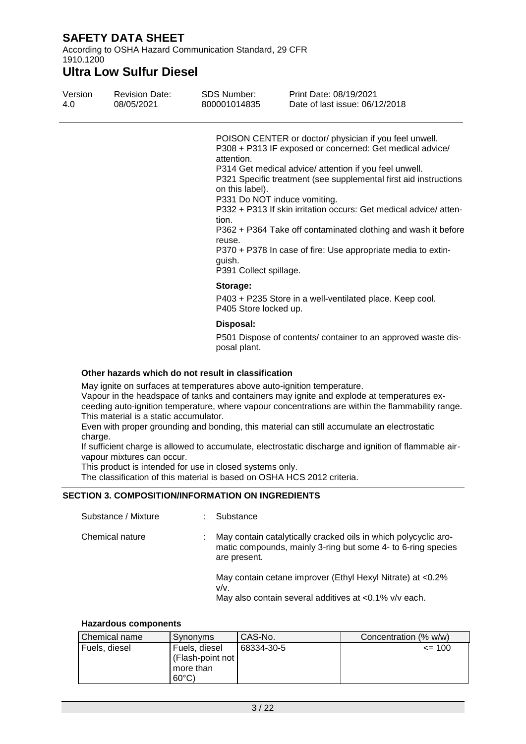POISON CENTER or doctor/ physician if you feel unwell.
P308 + P313 IF exposed or concerned: Get medical advice/ attention.
P314 Get medical advice/ attention if you feel unwell.
P321 Specific treatment (see supplemental first aid instructions on this label).
P331 Do NOT induce vomiting.
P332 + P313 If skin irritation occurs: Get medical advice/ attention.
P362 + P364 Take off contaminated clothing and wash it before reuse.
P370 + P378 In case of fire: Use appropriate media to extinguish.
P391 Collect spillage.

**Storage:**

P403 + P235 Store in a well-ventilated place. Keep cool.
P405 Store locked up.

**Disposal:**

P501 Dispose of contents/ container to an approved waste disposal plant.

**Other hazards which do not result in classification**

May ignite on surfaces at temperatures above auto-ignition temperature.
Vapour in the headspace of tanks and containers may ignite and explode at temperatures exceeding auto-ignition temperature, where vapour concentrations are within the flammability range.
This material is a static accumulator.
Even with proper grounding and bonding, this material can still accumulate an electrostatic charge.
If sufficient charge is allowed to accumulate, electrostatic discharge and ignition of flammable air-vapour mixtures can occur.
This product is intended for use in closed systems only.
The classification of this material is based on OSHA HCS 2012 criteria.

## SECTION 3. COMPOSITION/INFORMATION ON INGREDIENTS

Substance / Mixture : Substance

Chemical nature : May contain catalytically cracked oils in which polycyclic aromatic compounds, mainly 3-ring but some 4- to 6-ring species are present.

May contain cetane improver (Ethyl Hexyl Nitrate) at <0.2% v/v.
May also contain several additives at <0.1% v/v each.

**Hazardous components**

| Chemical name | Synonyms | CAS-No. | Concentration (% w/w) |
|---|---|---|---|
| Fuels, diesel | Fuels, diesel (Flash-point not more than 60°C) | 68334-30-5 | <= 100 |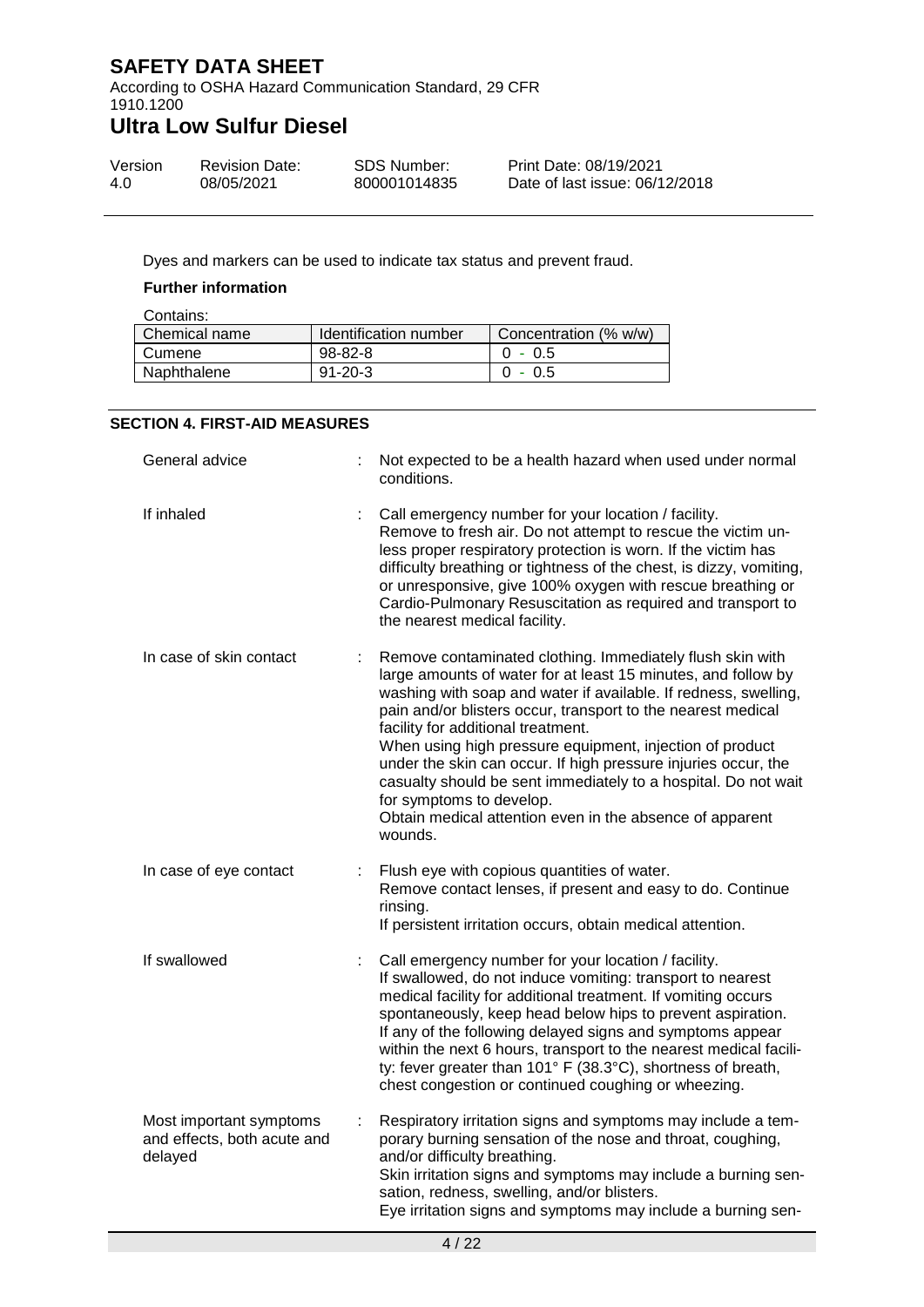Dyes and markers can be used to indicate tax status and prevent fraud.

**Further information**

Contains:

| Chemical name | Identification number | Concentration (% w/w) |
|---|---|---|
| Cumene | 98-82-8 | 0 - 0.5 |
| Naphthalene | 91-20-3 | 0 - 0.5 |

## SECTION 4. FIRST-AID MEASURES

General advice : Not expected to be a health hazard when used under normal conditions.

If inhaled : Call emergency number for your location / facility.
Remove to fresh air. Do not attempt to rescue the victim unless proper respiratory protection is worn. If the victim has difficulty breathing or tightness of the chest, is dizzy, vomiting, or unresponsive, give 100% oxygen with rescue breathing or Cardio-Pulmonary Resuscitation as required and transport to the nearest medical facility.

In case of skin contact : Remove contaminated clothing. Immediately flush skin with large amounts of water for at least 15 minutes, and follow by washing with soap and water if available. If redness, swelling, pain and/or blisters occur, transport to the nearest medical facility for additional treatment.
When using high pressure equipment, injection of product under the skin can occur. If high pressure injuries occur, the casualty should be sent immediately to a hospital. Do not wait for symptoms to develop.
Obtain medical attention even in the absence of apparent wounds.

In case of eye contact : Flush eye with copious quantities of water.
Remove contact lenses, if present and easy to do. Continue rinsing.
If persistent irritation occurs, obtain medical attention.

If swallowed : Call emergency number for your location / facility.
If swallowed, do not induce vomiting: transport to nearest medical facility for additional treatment. If vomiting occurs spontaneously, keep head below hips to prevent aspiration.
If any of the following delayed signs and symptoms appear within the next 6 hours, transport to the nearest medical facility: fever greater than 101° F (38.3°C), shortness of breath, chest congestion or continued coughing or wheezing.

Most important symptoms and effects, both acute and delayed : Respiratory irritation signs and symptoms may include a temporary burning sensation of the nose and throat, coughing, and/or difficulty breathing.
Skin irritation signs and symptoms may include a burning sensation, redness, swelling, and/or blisters.
Eye irritation signs and symptoms may include a burning sen-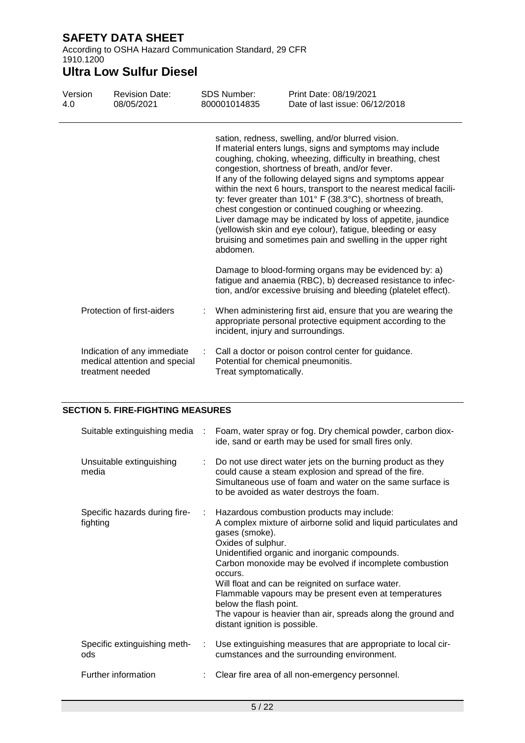sation, redness, swelling, and/or blurred vision.
If material enters lungs, signs and symptoms may include coughing, choking, wheezing, difficulty in breathing, chest congestion, shortness of breath, and/or fever.
If any of the following delayed signs and symptoms appear within the next 6 hours, transport to the nearest medical facility: fever greater than 101° F (38.3°C), shortness of breath, chest congestion or continued coughing or wheezing.
Liver damage may be indicated by loss of appetite, jaundice (yellowish skin and eye colour), fatigue, bleeding or easy bruising and sometimes pain and swelling in the upper right abdomen.

Damage to blood-forming organs may be evidenced by: a) fatigue and anaemia (RBC), b) decreased resistance to infection, and/or excessive bruising and bleeding (platelet effect).

Protection of first-aiders : When administering first aid, ensure that you are wearing the appropriate personal protective equipment according to the incident, injury and surroundings.

Indication of any immediate medical attention and special treatment needed : Call a doctor or poison control center for guidance.
Potential for chemical pneumonitis.
Treat symptomatically.

## SECTION 5. FIRE-FIGHTING MEASURES

Suitable extinguishing media : Foam, water spray or fog. Dry chemical powder, carbon dioxide, sand or earth may be used for small fires only.

Unsuitable extinguishing media : Do not use direct water jets on the burning product as they could cause a steam explosion and spread of the fire.
Simultaneous use of foam and water on the same surface is to be avoided as water destroys the foam.

Specific hazards during firefighting : Hazardous combustion products may include:
A complex mixture of airborne solid and liquid particulates and gases (smoke).
Oxides of sulphur.
Unidentified organic and inorganic compounds.
Carbon monoxide may be evolved if incomplete combustion occurs.
Will float and can be reignited on surface water.
Flammable vapours may be present even at temperatures below the flash point.
The vapour is heavier than air, spreads along the ground and distant ignition is possible.

Specific extinguishing methods : Use extinguishing measures that are appropriate to local circumstances and the surrounding environment.

Further information : Clear fire area of all non-emergency personnel.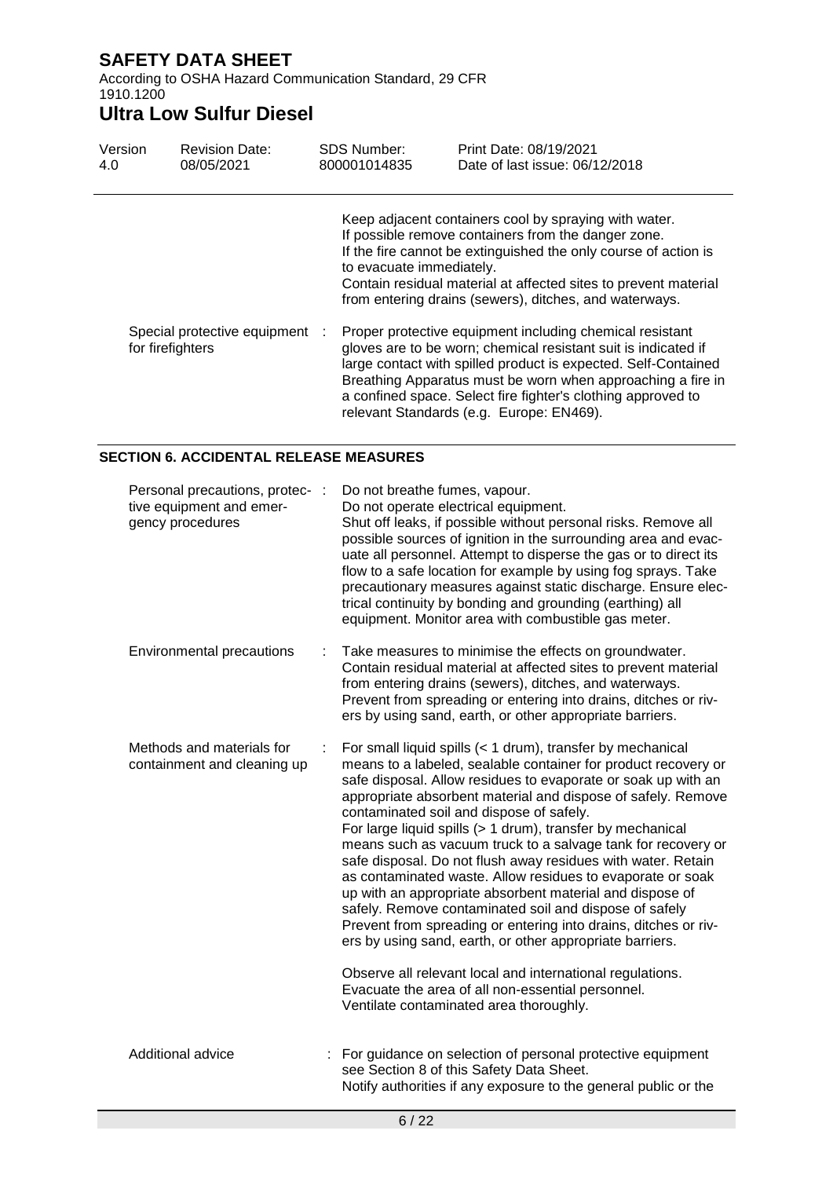| | |
|---|---|
| | Keep adjacent containers cool by spraying with water.<br>If possible remove containers from the danger zone.<br>If the fire cannot be extinguished the only course of action is to evacuate immediately.<br>Contain residual material at affected sites to prevent material from entering drains (sewers), ditches, and waterways. |
| Special protective equipment for firefighters | : Proper protective equipment including chemical resistant gloves are to be worn; chemical resistant suit is indicated if large contact with spilled product is expected. Self-Contained Breathing Apparatus must be worn when approaching a fire in a confined space. Select fire fighter's clothing approved to relevant Standards (e.g. Europe: EN469). |

## SECTION 6. ACCIDENTAL RELEASE MEASURES

| | |
|---|---|
| Personal precautions, protective equipment and emergency procedures | : Do not breathe fumes, vapour.<br>Do not operate electrical equipment.<br>Shut off leaks, if possible without personal risks. Remove all possible sources of ignition in the surrounding area and evacuate all personnel. Attempt to disperse the gas or to direct its flow to a safe location for example by using fog sprays. Take precautionary measures against static discharge. Ensure electrical continuity by bonding and grounding (earthing) all equipment. Monitor area with combustible gas meter. |
| Environmental precautions | : Take measures to minimise the effects on groundwater.<br>Contain residual material at affected sites to prevent material from entering drains (sewers), ditches, and waterways.<br>Prevent from spreading or entering into drains, ditches or rivers by using sand, earth, or other appropriate barriers. |
| Methods and materials for containment and cleaning up | : For small liquid spills (< 1 drum), transfer by mechanical means to a labeled, sealable container for product recovery or safe disposal. Allow residues to evaporate or soak up with an appropriate absorbent material and dispose of safely. Remove contaminated soil and dispose of safely.<br>For large liquid spills (> 1 drum), transfer by mechanical means such as vacuum truck to a salvage tank for recovery or safe disposal. Do not flush away residues with water. Retain as contaminated waste. Allow residues to evaporate or soak up with an appropriate absorbent material and dispose of safely. Remove contaminated soil and dispose of safely Prevent from spreading or entering into drains, ditches or rivers by using sand, earth, or other appropriate barriers.<br><br>Observe all relevant local and international regulations.<br>Evacuate the area of all non-essential personnel.<br>Ventilate contaminated area thoroughly. |
| Additional advice | : For guidance on selection of personal protective equipment see Section 8 of this Safety Data Sheet.<br>Notify authorities if any exposure to the general public or the |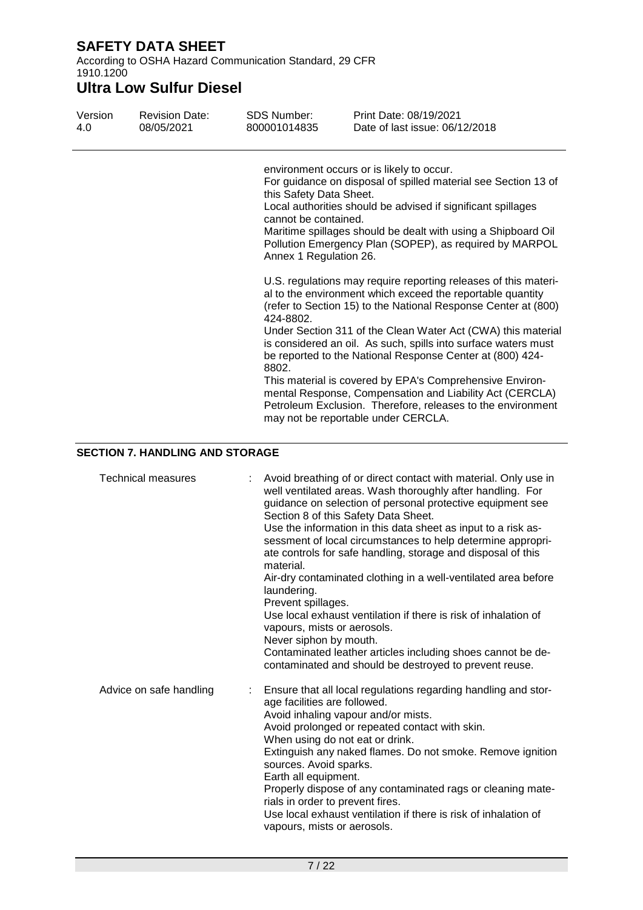environment occurs or is likely to occur.
For guidance on disposal of spilled material see Section 13 of this Safety Data Sheet.
Local authorities should be advised if significant spillages cannot be contained.
Maritime spillages should be dealt with using a Shipboard Oil Pollution Emergency Plan (SOPEP), as required by MARPOL Annex 1 Regulation 26.

U.S. regulations may require reporting releases of this material to the environment which exceed the reportable quantity (refer to Section 15) to the National Response Center at (800) 424-8802.
Under Section 311 of the Clean Water Act (CWA) this material is considered an oil. As such, spills into surface waters must be reported to the National Response Center at (800) 424-8802.
This material is covered by EPA's Comprehensive Environmental Response, Compensation and Liability Act (CERCLA) Petroleum Exclusion. Therefore, releases to the environment may not be reportable under CERCLA.

## SECTION 7. HANDLING AND STORAGE

**Technical measures** : Avoid breathing of or direct contact with material. Only use in well ventilated areas. Wash thoroughly after handling. For guidance on selection of personal protective equipment see Section 8 of this Safety Data Sheet.
Use the information in this data sheet as input to a risk assessment of local circumstances to help determine appropriate controls for safe handling, storage and disposal of this material.
Air-dry contaminated clothing in a well-ventilated area before laundering.
Prevent spillages.
Use local exhaust ventilation if there is risk of inhalation of vapours, mists or aerosols.
Never siphon by mouth.
Contaminated leather articles including shoes cannot be decontaminated and should be destroyed to prevent reuse.

**Advice on safe handling** : Ensure that all local regulations regarding handling and storage facilities are followed.
Avoid inhaling vapour and/or mists.
Avoid prolonged or repeated contact with skin.
When using do not eat or drink.
Extinguish any naked flames. Do not smoke. Remove ignition sources. Avoid sparks.
Earth all equipment.
Properly dispose of any contaminated rags or cleaning materials in order to prevent fires.
Use local exhaust ventilation if there is risk of inhalation of vapours, mists or aerosols.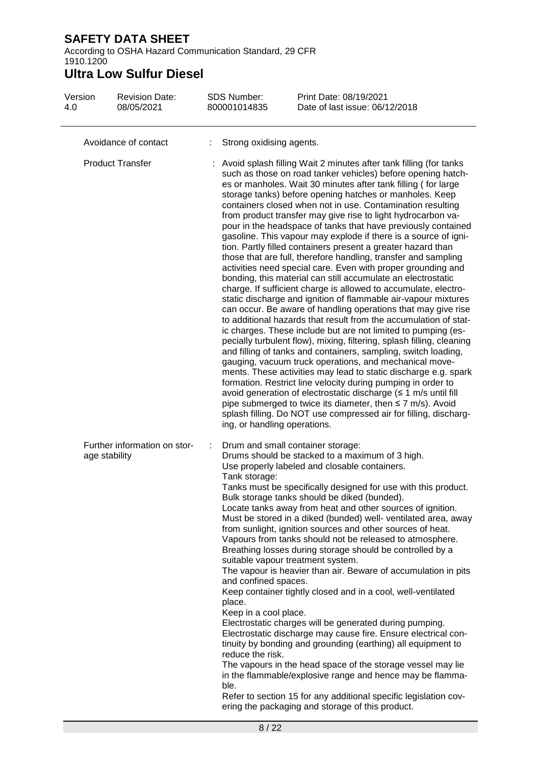| | |
|---|---|
| Avoidance of contact | : Strong oxidising agents. |
| Product Transfer | : Avoid splash filling Wait 2 minutes after tank filling (for tanks such as those on road tanker vehicles) before opening hatches or manholes. Wait 30 minutes after tank filling ( for large storage tanks) before opening hatches or manholes. Keep containers closed when not in use. Contamination resulting from product transfer may give rise to light hydrocarbon vapour in the headspace of tanks that have previously contained gasoline. This vapour may explode if there is a source of ignition. Partly filled containers present a greater hazard than those that are full, therefore handling, transfer and sampling activities need special care. Even with proper grounding and bonding, this material can still accumulate an electrostatic charge. If sufficient charge is allowed to accumulate, electrostatic discharge and ignition of flammable air-vapour mixtures can occur. Be aware of handling operations that may give rise to additional hazards that result from the accumulation of static charges. These include but are not limited to pumping (especially turbulent flow), mixing, filtering, splash filling, cleaning and filling of tanks and containers, sampling, switch loading, gauging, vacuum truck operations, and mechanical movements. These activities may lead to static discharge e.g. spark formation. Restrict line velocity during pumping in order to avoid generation of electrostatic discharge (≤ 1 m/s until fill pipe submerged to twice its diameter, then ≤ 7 m/s). Avoid splash filling. Do NOT use compressed air for filling, discharging, or handling operations. |
| Further information on storage stability | : Drum and small container storage:<br>Drums should be stacked to a maximum of 3 high.<br>Use properly labeled and closable containers.<br>Tank storage:<br>Tanks must be specifically designed for use with this product.<br>Bulk storage tanks should be diked (bunded).<br>Locate tanks away from heat and other sources of ignition.<br>Must be stored in a diked (bunded) well- ventilated area, away from sunlight, ignition sources and other sources of heat.<br>Vapours from tanks should not be released to atmosphere.<br>Breathing losses during storage should be controlled by a suitable vapour treatment system.<br>The vapour is heavier than air. Beware of accumulation in pits and confined spaces.<br>Keep container tightly closed and in a cool, well-ventilated place.<br>Keep in a cool place.<br>Electrostatic charges will be generated during pumping.<br>Electrostatic discharge may cause fire. Ensure electrical continuity by bonding and grounding (earthing) all equipment to reduce the risk.<br>The vapours in the head space of the storage vessel may lie in the flammable/explosive range and hence may be flammable.<br>Refer to section 15 for any additional specific legislation covering the packaging and storage of this product. |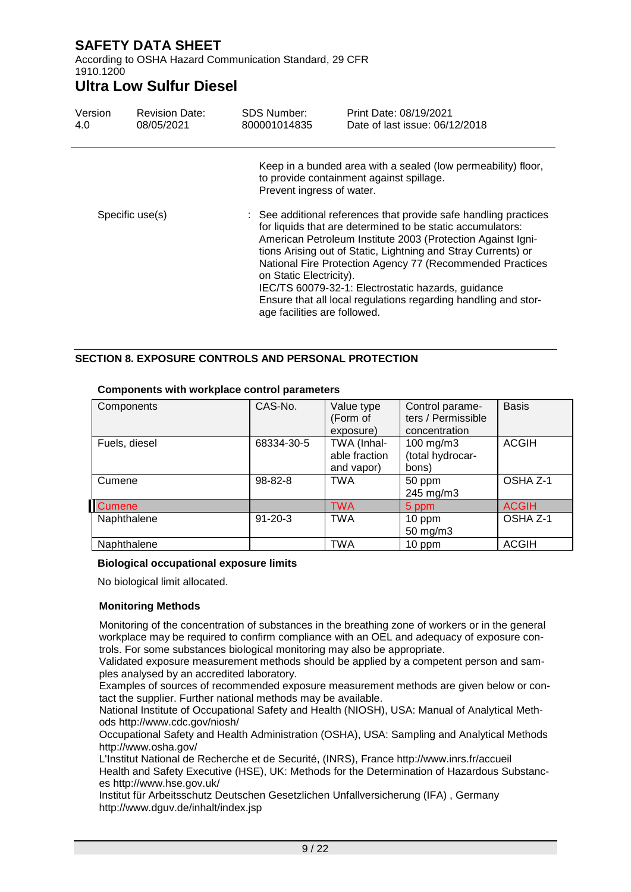Keep in a bunded area with a sealed (low permeability) floor, to provide containment against spillage.
Prevent ingress of water.

Specific use(s) : See additional references that provide safe handling practices for liquids that are determined to be static accumulators: American Petroleum Institute 2003 (Protection Against Ignitions Arising out of Static, Lightning and Stray Currents) or National Fire Protection Agency 77 (Recommended Practices on Static Electricity).
IEC/TS 60079-32-1: Electrostatic hazards, guidance
Ensure that all local regulations regarding handling and storage facilities are followed.

## SECTION 8. EXPOSURE CONTROLS AND PERSONAL PROTECTION

**Components with workplace control parameters**

| Components | CAS-No. | Value type (Form of exposure) | Control parameters / Permissible concentration | Basis |
|---|---|---|---|---|
| Fuels, diesel | 68334-30-5 | TWA (Inhalable fraction and vapor) | 100 mg/m3 (total hydrocarbons) | ACGIH |
| Cumene | 98-82-8 | TWA | 50 ppm 245 mg/m3 | OSHA Z-1 |
| Cumene | | TWA | 5 ppm | ACGIH |
| Naphthalene | 91-20-3 | TWA | 10 ppm 50 mg/m3 | OSHA Z-1 |
| Naphthalene | | TWA | 10 ppm | ACGIH |

**Biological occupational exposure limits**

No biological limit allocated.

**Monitoring Methods**

Monitoring of the concentration of substances in the breathing zone of workers or in the general workplace may be required to confirm compliance with an OEL and adequacy of exposure controls. For some substances biological monitoring may also be appropriate.
Validated exposure measurement methods should be applied by a competent person and samples analysed by an accredited laboratory.
Examples of sources of recommended exposure measurement methods are given below or contact the supplier. Further national methods may be available.
National Institute of Occupational Safety and Health (NIOSH), USA: Manual of Analytical Methods http://www.cdc.gov/niosh/
Occupational Safety and Health Administration (OSHA), USA: Sampling and Analytical Methods http://www.osha.gov/
L'Institut National de Recherche et de Securité, (INRS), France http://www.inrs.fr/accueil
Health and Safety Executive (HSE), UK: Methods for the Determination of Hazardous Substances http://www.hse.gov.uk/
Institut für Arbeitsschutz Deutschen Gesetzlichen Unfallversicherung (IFA) , Germany http://www.dguv.de/inhalt/index.jsp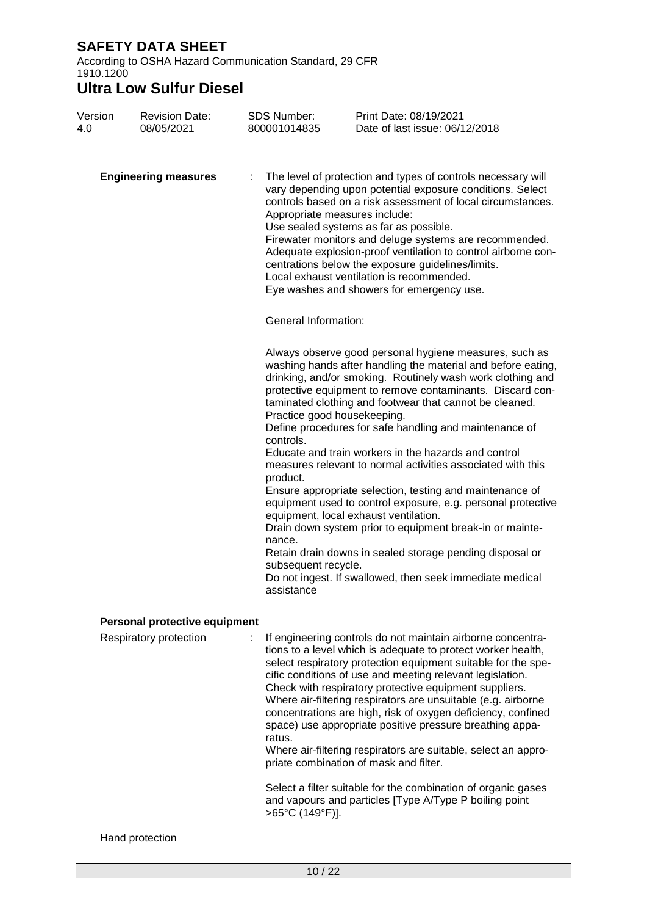**Engineering measures** : The level of protection and types of controls necessary will vary depending upon potential exposure conditions. Select controls based on a risk assessment of local circumstances.
Appropriate measures include:
Use sealed systems as far as possible.
Firewater monitors and deluge systems are recommended.
Adequate explosion-proof ventilation to control airborne concentrations below the exposure guidelines/limits.
Local exhaust ventilation is recommended.
Eye washes and showers for emergency use.

General Information:

Always observe good personal hygiene measures, such as washing hands after handling the material and before eating, drinking, and/or smoking. Routinely wash work clothing and protective equipment to remove contaminants. Discard contaminated clothing and footwear that cannot be cleaned.
Practice good housekeeping.
Define procedures for safe handling and maintenance of controls.
Educate and train workers in the hazards and control measures relevant to normal activities associated with this product.
Ensure appropriate selection, testing and maintenance of equipment used to control exposure, e.g. personal protective equipment, local exhaust ventilation.
Drain down system prior to equipment break-in or maintenance.
Retain drain downs in sealed storage pending disposal or subsequent recycle.
Do not ingest. If swallowed, then seek immediate medical assistance

**Personal protective equipment**

Respiratory protection : If engineering controls do not maintain airborne concentrations to a level which is adequate to protect worker health, select respiratory protection equipment suitable for the specific conditions of use and meeting relevant legislation.
Check with respiratory protective equipment suppliers.
Where air-filtering respirators are unsuitable (e.g. airborne concentrations are high, risk of oxygen deficiency, confined space) use appropriate positive pressure breathing apparatus.
Where air-filtering respirators are suitable, select an appropriate combination of mask and filter.

Select a filter suitable for the combination of organic gases and vapours and particles [Type A/Type P boiling point >65°C (149°F)].

Hand protection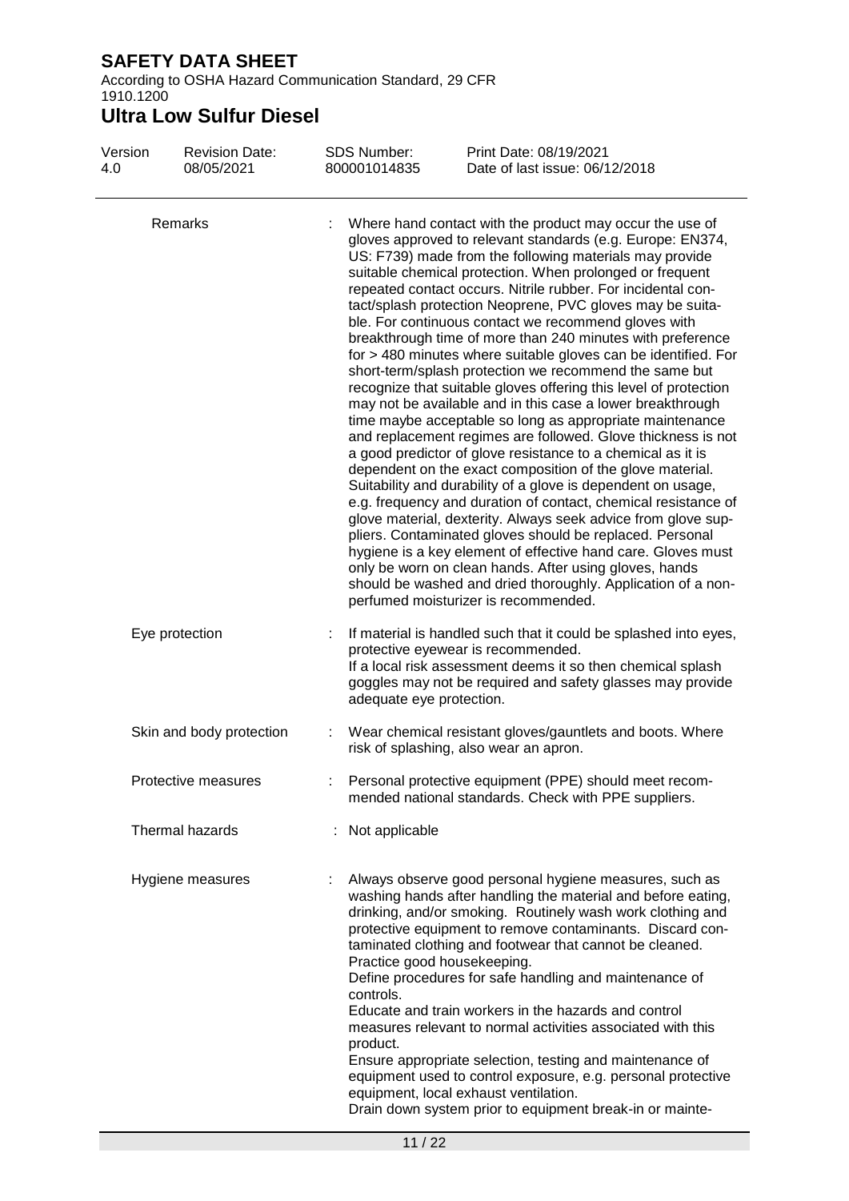| | | |
|---|---|---|
| Remarks | : | Where hand contact with the product may occur the use of gloves approved to relevant standards (e.g. Europe: EN374, US: F739) made from the following materials may provide suitable chemical protection. When prolonged or frequent repeated contact occurs. Nitrile rubber. For incidental contact/splash protection Neoprene, PVC gloves may be suitable. For continuous contact we recommend gloves with breakthrough time of more than 240 minutes with preference for > 480 minutes where suitable gloves can be identified. For short-term/splash protection we recommend the same but recognize that suitable gloves offering this level of protection may not be available and in this case a lower breakthrough time maybe acceptable so long as appropriate maintenance and replacement regimes are followed. Glove thickness is not a good predictor of glove resistance to a chemical as it is dependent on the exact composition of the glove material. Suitability and durability of a glove is dependent on usage, e.g. frequency and duration of contact, chemical resistance of glove material, dexterity. Always seek advice from glove suppliers. Contaminated gloves should be replaced. Personal hygiene is a key element of effective hand care. Gloves must only be worn on clean hands. After using gloves, hands should be washed and dried thoroughly. Application of a non-perfumed moisturizer is recommended. |
| Eye protection | : | If material is handled such that it could be splashed into eyes, protective eyewear is recommended.<br>If a local risk assessment deems it so then chemical splash goggles may not be required and safety glasses may provide adequate eye protection. |
| Skin and body protection | : | Wear chemical resistant gloves/gauntlets and boots. Where risk of splashing, also wear an apron. |
| Protective measures | : | Personal protective equipment (PPE) should meet recommended national standards. Check with PPE suppliers. |
| Thermal hazards | : | Not applicable |
| Hygiene measures | : | Always observe good personal hygiene measures, such as washing hands after handling the material and before eating, drinking, and/or smoking. Routinely wash work clothing and protective equipment to remove contaminants. Discard contaminated clothing and footwear that cannot be cleaned.<br>Practice good housekeeping.<br>Define procedures for safe handling and maintenance of controls.<br>Educate and train workers in the hazards and control measures relevant to normal activities associated with this product.<br>Ensure appropriate selection, testing and maintenance of equipment used to control exposure, e.g. personal protective equipment, local exhaust ventilation.<br>Drain down system prior to equipment break-in or mainte- |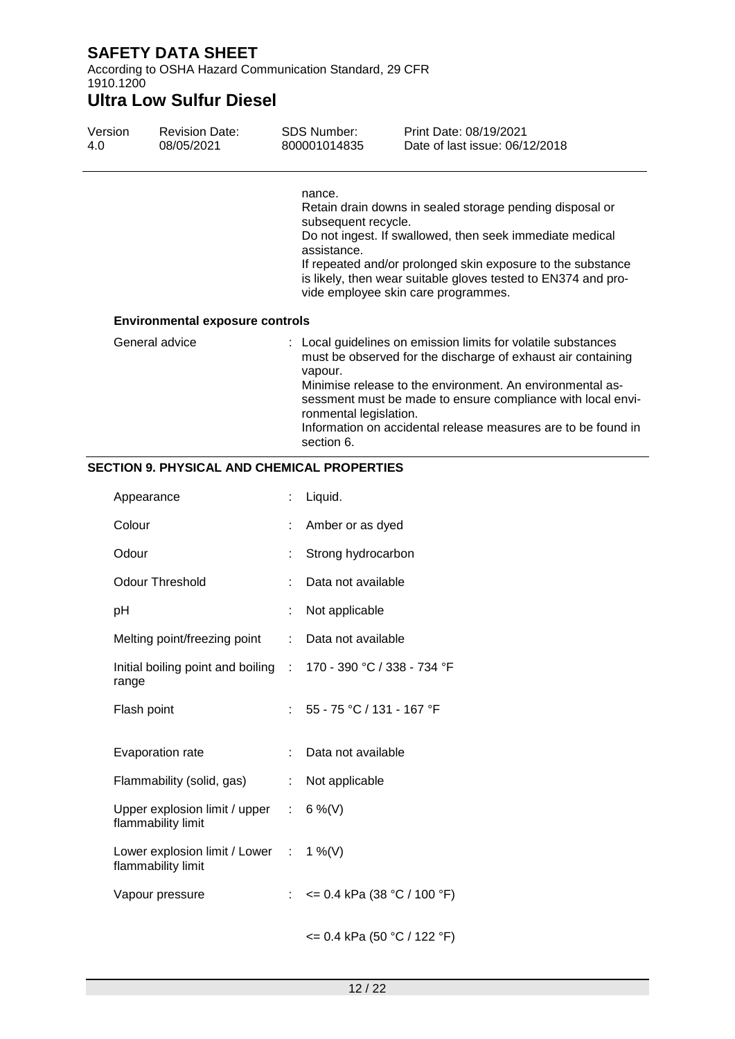nance.
Retain drain downs in sealed storage pending disposal or subsequent recycle.
Do not ingest. If swallowed, then seek immediate medical assistance.
If repeated and/or prolonged skin exposure to the substance is likely, then wear suitable gloves tested to EN374 and provide employee skin care programmes.

**Environmental exposure controls**

| | |
|---|---|
| General advice | : Local guidelines on emission limits for volatile substances must be observed for the discharge of exhaust air containing vapour.<br>Minimise release to the environment. An environmental assessment must be made to ensure compliance with local environmental legislation.<br>Information on accidental release measures are to be found in section 6. |

## SECTION 9. PHYSICAL AND CHEMICAL PROPERTIES

| | |
|---|---|
| Appearance | : Liquid. |
| Colour | : Amber or as dyed |
| Odour | : Strong hydrocarbon |
| Odour Threshold | : Data not available |
| pH | : Not applicable |
| Melting point/freezing point | : Data not available |
| Initial boiling point and boiling range | : 170 - 390 °C / 338 - 734 °F |
| Flash point | : 55 - 75 °C / 131 - 167 °F |
| Evaporation rate | : Data not available |
| Flammability (solid, gas) | : Not applicable |
| Upper explosion limit / upper flammability limit | : 6 %(V) |
| Lower explosion limit / Lower flammability limit | : 1 %(V) |
| Vapour pressure | : <= 0.4 kPa (38 °C / 100 °F)<br><br><= 0.4 kPa (50 °C / 122 °F) |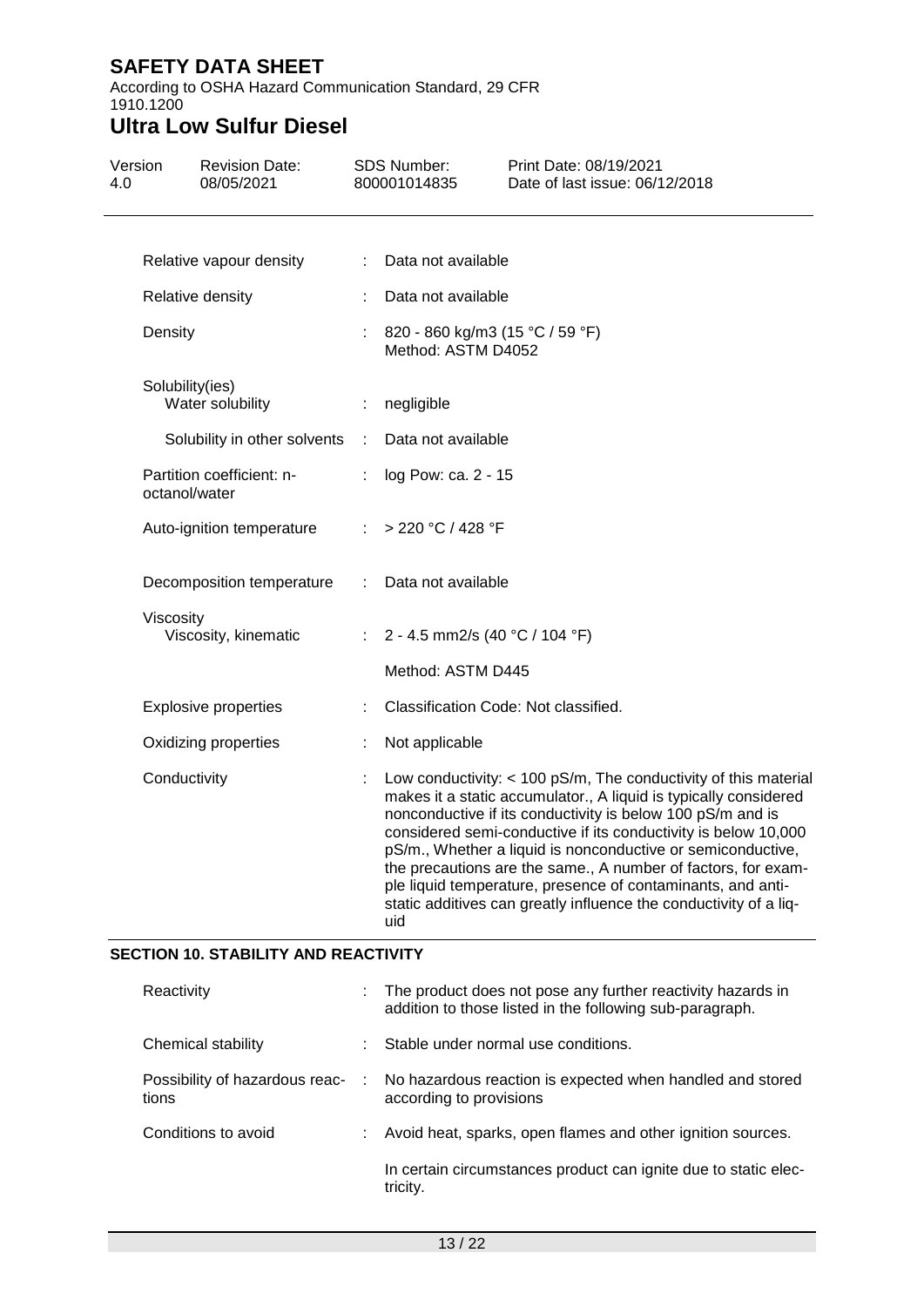| | | |
|---|---|---|
| Relative vapour density | : | Data not available |
| Relative density | : | Data not available |
| Density | : | 820 - 860 kg/m3 (15 °C / 59 °F)<br>Method: ASTM D4052 |
| Solubility(ies)<br>Water solubility | : | negligible |
| Solubility in other solvents | : | Data not available |
| Partition coefficient: n-octanol/water | : | log Pow: ca. 2 - 15 |
| Auto-ignition temperature | : | > 220 °C / 428 °F |
| Decomposition temperature | : | Data not available |
| Viscosity<br>Viscosity, kinematic | : | 2 - 4.5 mm2/s (40 °C / 104 °F)<br>Method: ASTM D445 |
| Explosive properties | : | Classification Code: Not classified. |
| Oxidizing properties | : | Not applicable |
| Conductivity | : | Low conductivity: < 100 pS/m, The conductivity of this material makes it a static accumulator., A liquid is typically considered nonconductive if its conductivity is below 100 pS/m and is considered semi-conductive if its conductivity is below 10,000 pS/m., Whether a liquid is nonconductive or semiconductive, the precautions are the same., A number of factors, for example liquid temperature, presence of contaminants, and anti-static additives can greatly influence the conductivity of a liquid |

## SECTION 10. STABILITY AND REACTIVITY

| | | |
|---|---|---|
| Reactivity | : | The product does not pose any further reactivity hazards in addition to those listed in the following sub-paragraph. |
| Chemical stability | : | Stable under normal use conditions. |
| Possibility of hazardous reactions | : | No hazardous reaction is expected when handled and stored according to provisions |
| Conditions to avoid | : | Avoid heat, sparks, open flames and other ignition sources.<br><br>In certain circumstances product can ignite due to static electricity. |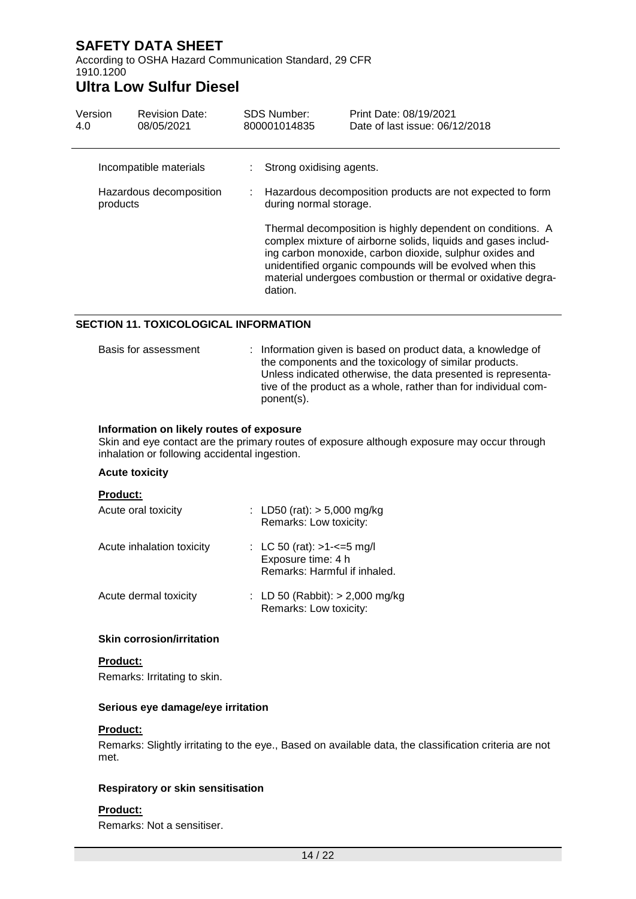| | | |
|---|---|---|
| Incompatible materials | : | Strong oxidising agents. |
| Hazardous decomposition products | : | Hazardous decomposition products are not expected to form during normal storage.<br><br>Thermal decomposition is highly dependent on conditions. A complex mixture of airborne solids, liquids and gases including carbon monoxide, carbon dioxide, sulphur oxides and unidentified organic compounds will be evolved when this material undergoes combustion or thermal or oxidative degradation. |

## SECTION 11. TOXICOLOGICAL INFORMATION

| | | |
|---|---|---|
| Basis for assessment | : | Information given is based on product data, a knowledge of the components and the toxicology of similar products. Unless indicated otherwise, the data presented is representative of the product as a whole, rather than for individual component(s). |

**Information on likely routes of exposure**

Skin and eye contact are the primary routes of exposure although exposure may occur through inhalation or following accidental ingestion.

**Acute toxicity**

**Product:**

| | | |
|---|---|---|
| Acute oral toxicity | : | LD50 (rat): > 5,000 mg/kg<br>Remarks: Low toxicity: |
| Acute inhalation toxicity | : | LC 50 (rat): >1-<=5 mg/l<br>Exposure time: 4 h<br>Remarks: Harmful if inhaled. |
| Acute dermal toxicity | : | LD 50 (Rabbit): > 2,000 mg/kg<br>Remarks: Low toxicity: |

**Skin corrosion/irritation**

**Product:**

Remarks: Irritating to skin.

**Serious eye damage/eye irritation**

**Product:**

Remarks: Slightly irritating to the eye., Based on available data, the classification criteria are not met.

**Respiratory or skin sensitisation**

**Product:**

Remarks: Not a sensitiser.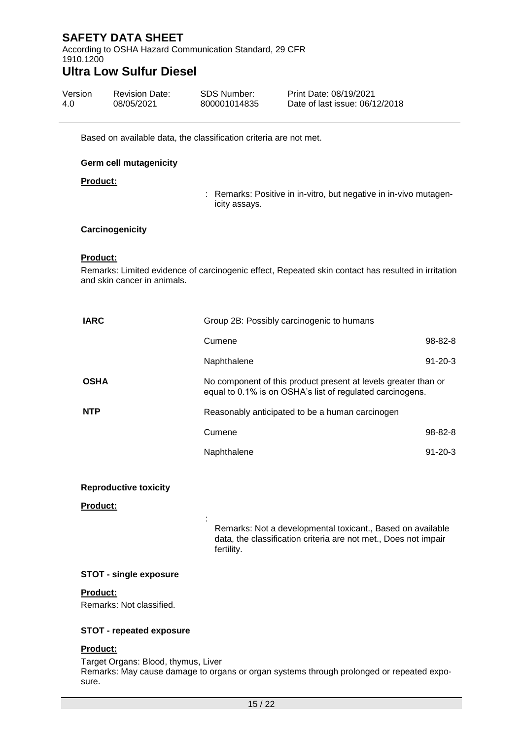Based on available data, the classification criteria are not met.

**Germ cell mutagenicity**

**Product:**

: Remarks: Positive in in-vitro, but negative in in-vivo mutagenicity assays.

**Carcinogenicity**

**Product:**

Remarks: Limited evidence of carcinogenic effect, Repeated skin contact has resulted in irritation and skin cancer in animals.

| | | |
|---|---|---|
| **IARC** | Group 2B: Possibly carcinogenic to humans | |
| | Cumene | 98-82-8 |
| | Naphthalene | 91-20-3 |
| **OSHA** | No component of this product present at levels greater than or equal to 0.1% is on OSHA's list of regulated carcinogens. | |
| **NTP** | Reasonably anticipated to be a human carcinogen | |
| | Cumene | 98-82-8 |
| | Naphthalene | 91-20-3 |

**Reproductive toxicity**

**Product:**

: Remarks: Not a developmental toxicant., Based on available data, the classification criteria are not met., Does not impair fertility.

**STOT - single exposure**

**Product:**

Remarks: Not classified.

**STOT - repeated exposure**

**Product:**

Target Organs: Blood, thymus, Liver
Remarks: May cause damage to organs or organ systems through prolonged or repeated exposure.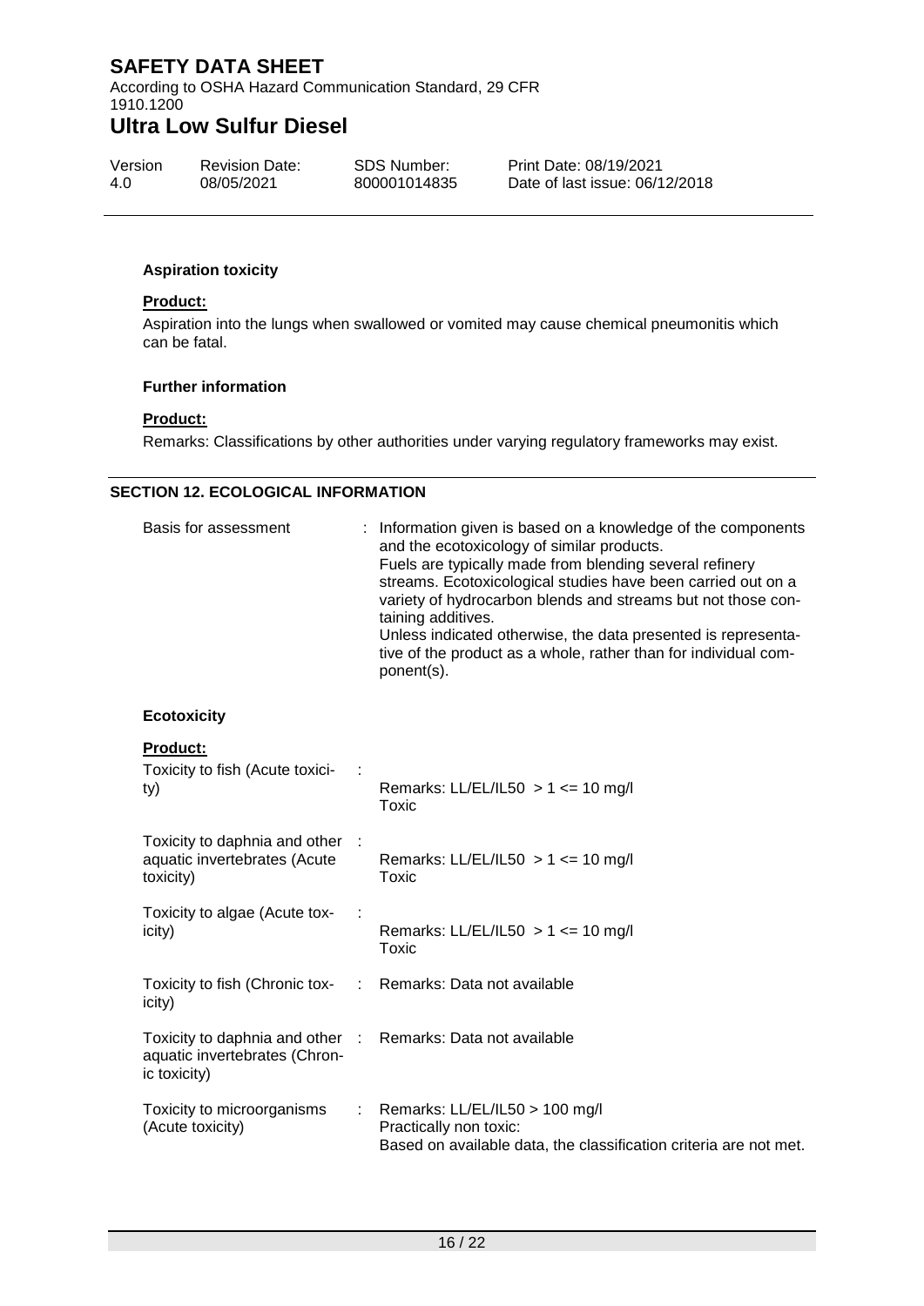#### Aspiration toxicity

**Product:**

Aspiration into the lungs when swallowed or vomited may cause chemical pneumonitis which can be fatal.

#### Further information

**Product:**

Remarks: Classifications by other authorities under varying regulatory frameworks may exist.

## SECTION 12. ECOLOGICAL INFORMATION

| | |
|---|---|
| Basis for assessment | : Information given is based on a knowledge of the components and the ecotoxicology of similar products.<br>Fuels are typically made from blending several refinery streams. Ecotoxicological studies have been carried out on a variety of hydrocarbon blends and streams but not those containing additives.<br>Unless indicated otherwise, the data presented is representative of the product as a whole, rather than for individual component(s). |

#### Ecotoxicity

**Product:**

| | |
|---|---|
| Toxicity to fish (Acute toxicity) | : Remarks: LL/EL/IL50 > 1 <= 10 mg/l<br>Toxic |
| Toxicity to daphnia and other aquatic invertebrates (Acute toxicity) | : Remarks: LL/EL/IL50 > 1 <= 10 mg/l<br>Toxic |
| Toxicity to algae (Acute toxicity) | : Remarks: LL/EL/IL50 > 1 <= 10 mg/l<br>Toxic |
| Toxicity to fish (Chronic toxicity) | : Remarks: Data not available |
| Toxicity to daphnia and other aquatic invertebrates (Chronic toxicity) | : Remarks: Data not available |
| Toxicity to microorganisms (Acute toxicity) | : Remarks: LL/EL/IL50 > 100 mg/l<br>Practically non toxic:<br>Based on available data, the classification criteria are not met. |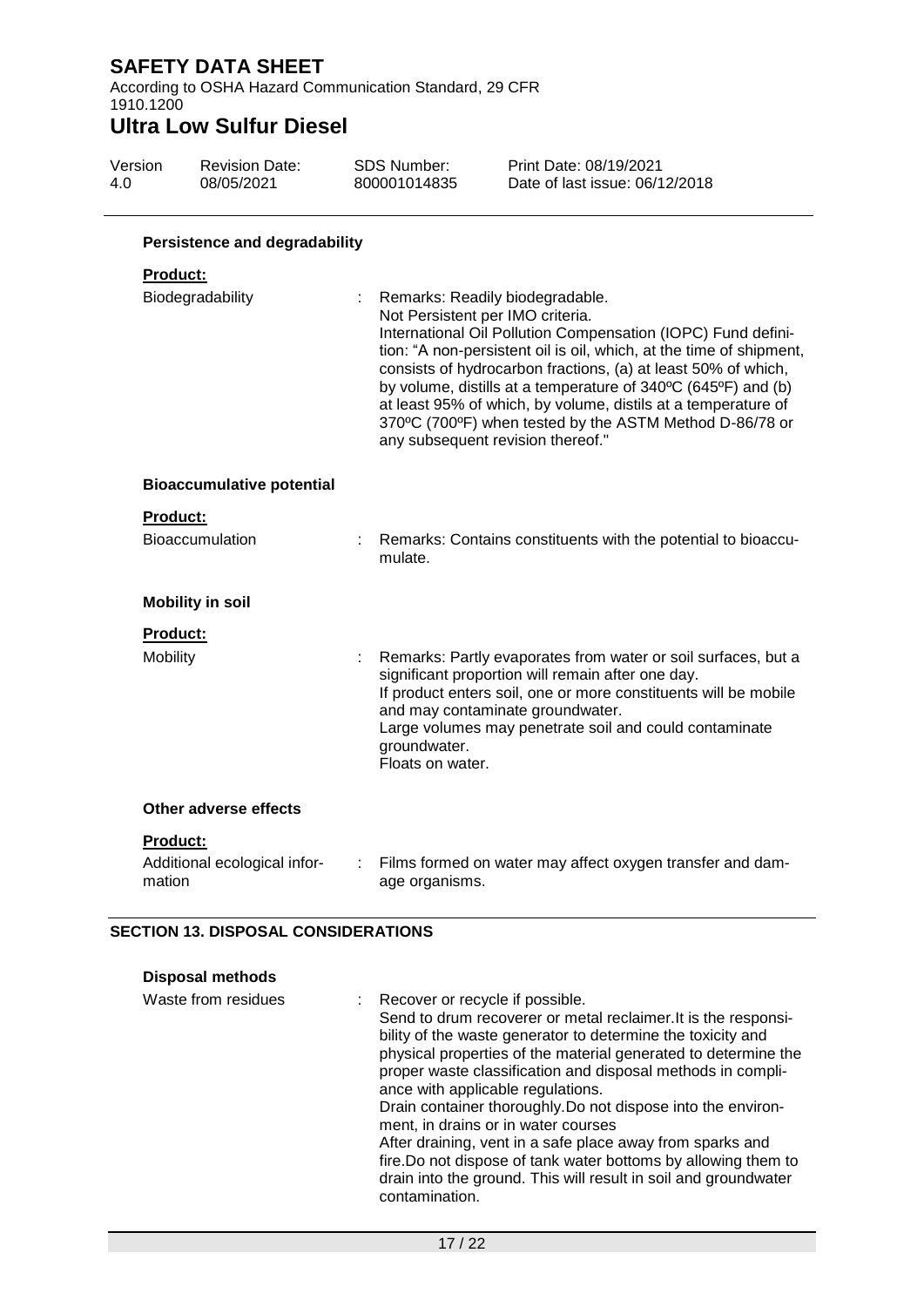**Persistence and degradability**

**Product:**

| | | |
|---|---|---|
| Biodegradability | : | Remarks: Readily biodegradable.<br>Not Persistent per IMO criteria.<br>International Oil Pollution Compensation (IOPC) Fund definition: "A non-persistent oil is oil, which, at the time of shipment, consists of hydrocarbon fractions, (a) at least 50% of which, by volume, distills at a temperature of 340ºC (645ºF) and (b) at least 95% of which, by volume, distils at a temperature of 370ºC (700ºF) when tested by the ASTM Method D-86/78 or any subsequent revision thereof." |

**Bioaccumulative potential**

**Product:**

| | | |
|---|---|---|
| Bioaccumulation | : | Remarks: Contains constituents with the potential to bioaccumulate. |

**Mobility in soil**

**Product:**

| | | |
|---|---|---|
| Mobility | : | Remarks: Partly evaporates from water or soil surfaces, but a significant proportion will remain after one day.<br>If product enters soil, one or more constituents will be mobile and may contaminate groundwater.<br>Large volumes may penetrate soil and could contaminate groundwater.<br>Floats on water. |

**Other adverse effects**

**Product:**

| | | |
|---|---|---|
| Additional ecological information | : | Films formed on water may affect oxygen transfer and damage organisms. |

## SECTION 13. DISPOSAL CONSIDERATIONS

**Disposal methods**

| | | |
|---|---|---|
| Waste from residues | : | Recover or recycle if possible.<br>Send to drum recoverer or metal reclaimer.It is the responsibility of the waste generator to determine the toxicity and physical properties of the material generated to determine the proper waste classification and disposal methods in compliance with applicable regulations.<br>Drain container thoroughly.Do not dispose into the environment, in drains or in water courses<br>After draining, vent in a safe place away from sparks and fire.Do not dispose of tank water bottoms by allowing them to drain into the ground. This will result in soil and groundwater contamination. |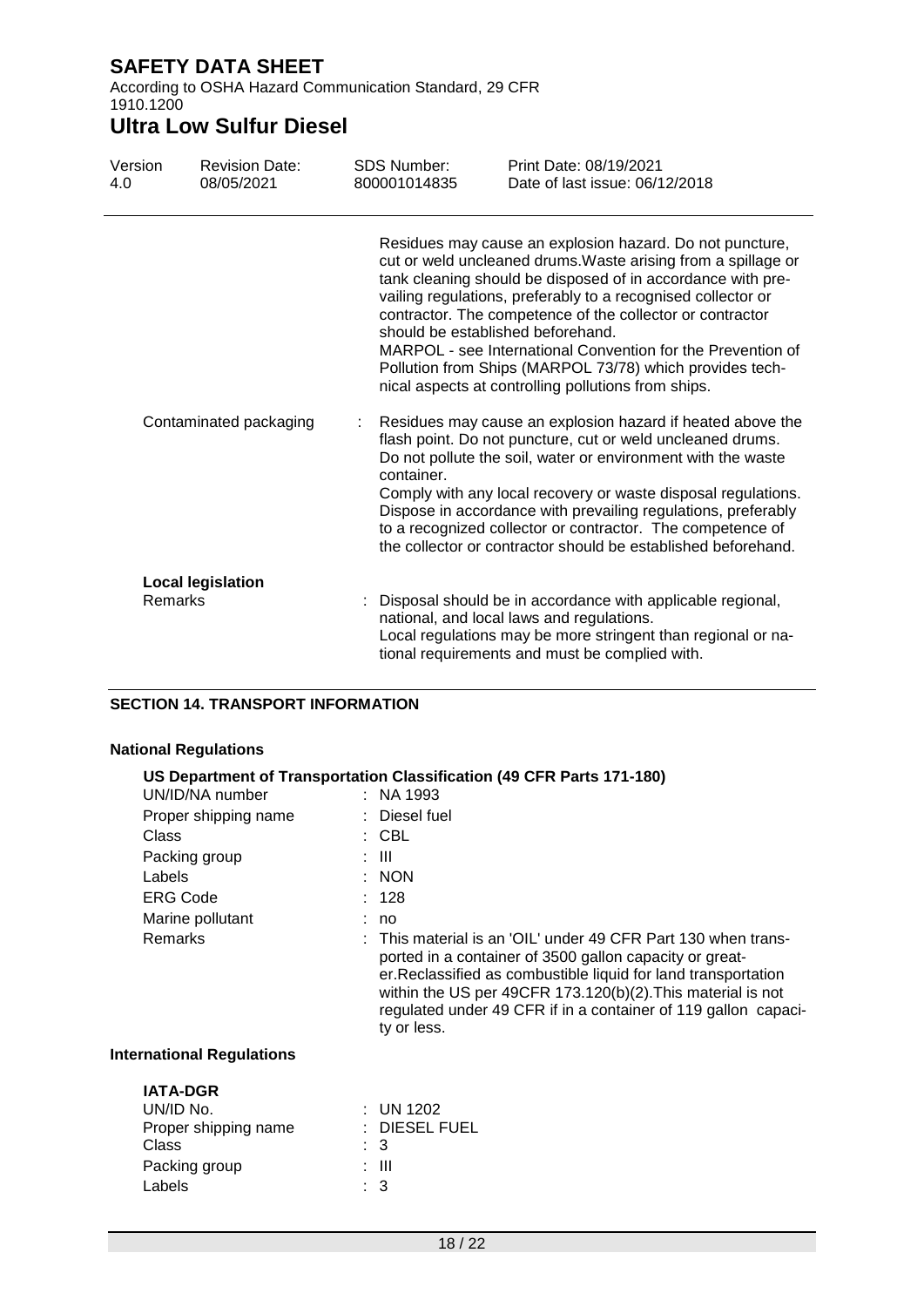Residues may cause an explosion hazard. Do not puncture, cut or weld uncleaned drums.Waste arising from a spillage or tank cleaning should be disposed of in accordance with prevailing regulations, preferably to a recognised collector or contractor. The competence of the collector or contractor should be established beforehand.
MARPOL - see International Convention for the Prevention of Pollution from Ships (MARPOL 73/78) which provides technical aspects at controlling pollutions from ships.

Contaminated packaging : Residues may cause an explosion hazard if heated above the flash point. Do not puncture, cut or weld uncleaned drums. Do not pollute the soil, water or environment with the waste container.
Comply with any local recovery or waste disposal regulations. Dispose in accordance with prevailing regulations, preferably to a recognized collector or contractor. The competence of the collector or contractor should be established beforehand.

**Local legislation**

Remarks : Disposal should be in accordance with applicable regional, national, and local laws and regulations.
Local regulations may be more stringent than regional or national requirements and must be complied with.

## SECTION 14. TRANSPORT INFORMATION

### National Regulations

**US Department of Transportation Classification (49 CFR Parts 171-180)**

| | |
|---|---|
| UN/ID/NA number | : NA 1993 |
| Proper shipping name | : Diesel fuel |
| Class | : CBL |
| Packing group | : III |
| Labels | : NON |
| ERG Code | : 128 |
| Marine pollutant | : no |
| Remarks | : This material is an 'OIL' under 49 CFR Part 130 when transported in a container of 3500 gallon capacity or greater.Reclassified as combustible liquid for land transportation within the US per 49CFR 173.120(b)(2).This material is not regulated under 49 CFR if in a container of 119 gallon capacity or less. |

### International Regulations

**IATA-DGR**

| | |
|---|---|
| UN/ID No. | : UN 1202 |
| Proper shipping name | : DIESEL FUEL |
| Class | : 3 |
| Packing group | : III |
| Labels | : 3 |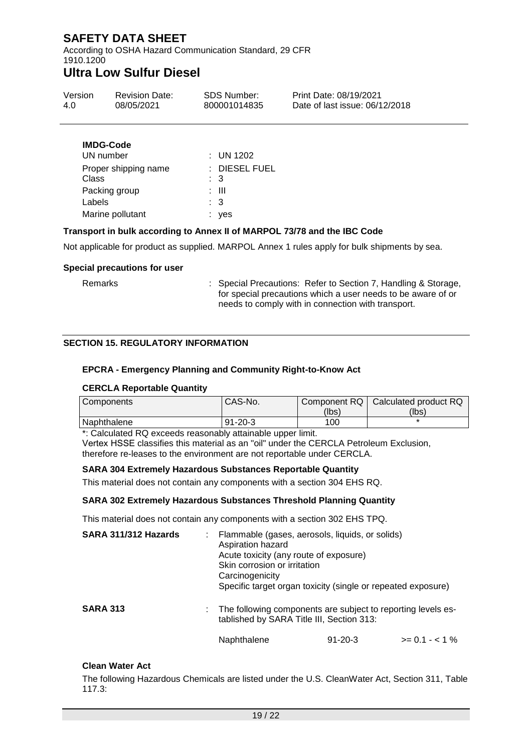**IMDG-Code**

| | |
|---|---|
| UN number | : UN 1202 |
| Proper shipping name | : DIESEL FUEL |
| Class | : 3 |
| Packing group | : III |
| Labels | : 3 |
| Marine pollutant | : yes |

**Transport in bulk according to Annex II of MARPOL 73/78 and the IBC Code**

Not applicable for product as supplied. MARPOL Annex 1 rules apply for bulk shipments by sea.

**Special precautions for user**

Remarks : Special Precautions: Refer to Section 7, Handling & Storage, for special precautions which a user needs to be aware of or needs to comply with in connection with transport.

## SECTION 15. REGULATORY INFORMATION

**EPCRA - Emergency Planning and Community Right-to-Know Act**

**CERCLA Reportable Quantity**

| Components | CAS-No. | Component RQ (lbs) | Calculated product RQ (lbs) |
|---|---|---|---|
| Naphthalene | 91-20-3 | 100 | * |

*: Calculated RQ exceeds reasonably attainable upper limit.
Vertex HSSE classifies this material as an "oil" under the CERCLA Petroleum Exclusion, therefore re-leases to the environment are not reportable under CERCLA.

**SARA 304 Extremely Hazardous Substances Reportable Quantity**

This material does not contain any components with a section 304 EHS RQ.

**SARA 302 Extremely Hazardous Substances Threshold Planning Quantity**

This material does not contain any components with a section 302 EHS TPQ.

**SARA 311/312 Hazards** : Flammable (gases, aerosols, liquids, or solids)
Aspiration hazard
Acute toxicity (any route of exposure)
Skin corrosion or irritation
Carcinogenicity
Specific target organ toxicity (single or repeated exposure)

**SARA 313** : The following components are subject to reporting levels es-tablished by SARA Title III, Section 313:

| | | |
|---|---|---|
| Naphthalene | 91-20-3 | >= 0.1 - < 1 % |

**Clean Water Act**

The following Hazardous Chemicals are listed under the U.S. CleanWater Act, Section 311, Table 117.3: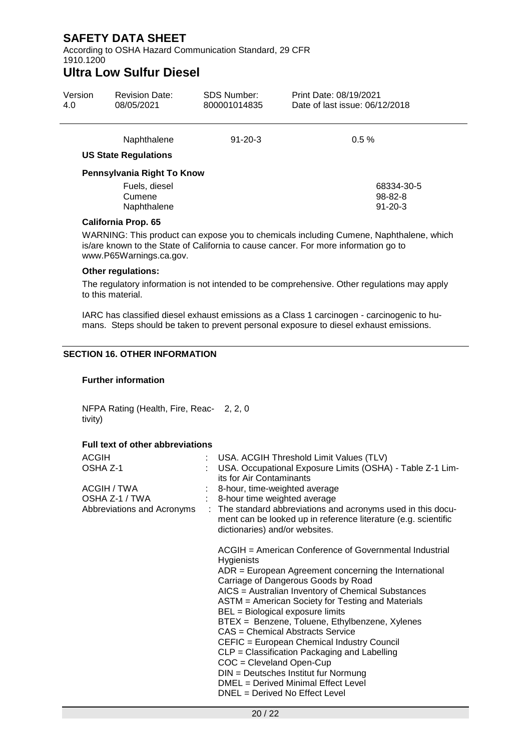| | | |
|---|---|---|
| Naphthalene | 91-20-3 | 0.5 % |

**US State Regulations**

**Pennsylvania Right To Know**

| | |
|---|---|
| Fuels, diesel | 68334-30-5 |
| Cumene | 98-82-8 |
| Naphthalene | 91-20-3 |

**California Prop. 65**

WARNING: This product can expose you to chemicals including Cumene, Naphthalene, which is/are known to the State of California to cause cancer. For more information go to www.P65Warnings.ca.gov.

**Other regulations:**

The regulatory information is not intended to be comprehensive. Other regulations may apply to this material.

IARC has classified diesel exhaust emissions as a Class 1 carcinogen - carcinogenic to humans. Steps should be taken to prevent personal exposure to diesel exhaust emissions.

## SECTION 16. OTHER INFORMATION

**Further information**

NFPA Rating (Health, Fire, Reactivity) 2, 2, 0

**Full text of other abbreviations**

| | | |
|---|---|---|
| ACGIH | : | USA. ACGIH Threshold Limit Values (TLV) |
| OSHA Z-1 | : | USA. Occupational Exposure Limits (OSHA) - Table Z-1 Limits for Air Contaminants |
| ACGIH / TWA | : | 8-hour, time-weighted average |
| OSHA Z-1 / TWA | : | 8-hour time weighted average |
| Abbreviations and Acronyms | : | The standard abbreviations and acronyms used in this document can be looked up in reference literature (e.g. scientific dictionaries) and/or websites. |

ACGIH = American Conference of Governmental Industrial Hygienists
ADR = European Agreement concerning the International Carriage of Dangerous Goods by Road
AICS = Australian Inventory of Chemical Substances
ASTM = American Society for Testing and Materials
BEL = Biological exposure limits
BTEX = Benzene, Toluene, Ethylbenzene, Xylenes
CAS = Chemical Abstracts Service
CEFIC = European Chemical Industry Council
CLP = Classification Packaging and Labelling
COC = Cleveland Open-Cup
DIN = Deutsches Institut fur Normung
DMEL = Derived Minimal Effect Level
DNEL = Derived No Effect Level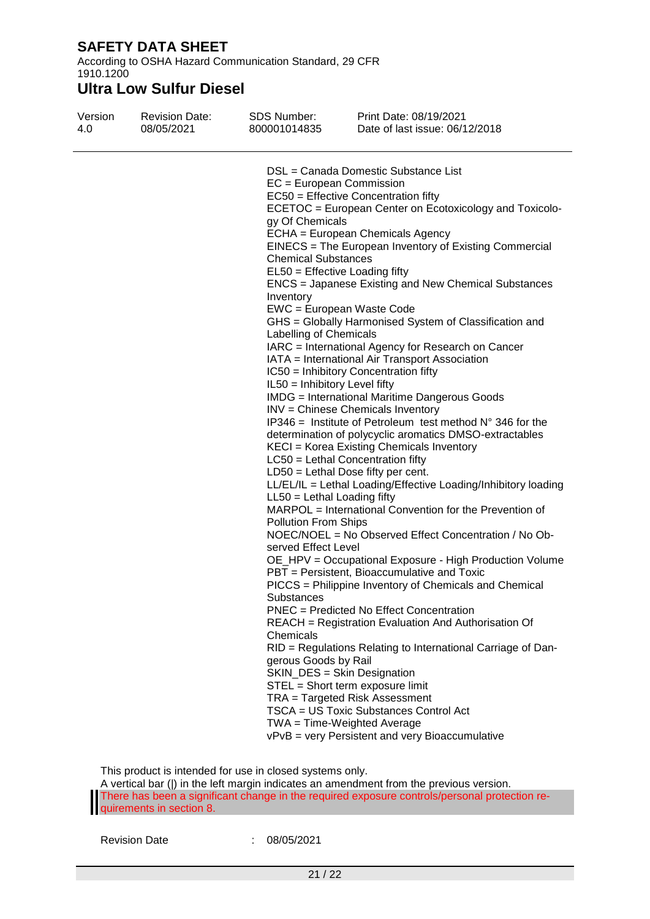DSL = Canada Domestic Substance List
EC = European Commission
EC50 = Effective Concentration fifty
ECETOC = European Center on Ecotoxicology and Toxicology Of Chemicals
ECHA = European Chemicals Agency
EINECS = The European Inventory of Existing Commercial Chemical Substances
EL50 = Effective Loading fifty
ENCS = Japanese Existing and New Chemical Substances Inventory
EWC = European Waste Code
GHS = Globally Harmonised System of Classification and Labelling of Chemicals
IARC = International Agency for Research on Cancer
IATA = International Air Transport Association
IC50 = Inhibitory Concentration fifty
IL50 = Inhibitory Level fifty
IMDG = International Maritime Dangerous Goods
INV = Chinese Chemicals Inventory
IP346 = Institute of Petroleum test method N° 346 for the determination of polycyclic aromatics DMSO-extractables
KECI = Korea Existing Chemicals Inventory
LC50 = Lethal Concentration fifty
LD50 = Lethal Dose fifty per cent.
LL/EL/IL = Lethal Loading/Effective Loading/Inhibitory loading
LL50 = Lethal Loading fifty
MARPOL = International Convention for the Prevention of Pollution From Ships
NOEC/NOEL = No Observed Effect Concentration / No Observed Effect Level
OE_HPV = Occupational Exposure - High Production Volume
PBT = Persistent, Bioaccumulative and Toxic
PICCS = Philippine Inventory of Chemicals and Chemical Substances
PNEC = Predicted No Effect Concentration
REACH = Registration Evaluation And Authorisation Of Chemicals
RID = Regulations Relating to International Carriage of Dangerous Goods by Rail
SKIN_DES = Skin Designation
STEL = Short term exposure limit
TRA = Targeted Risk Assessment
TSCA = US Toxic Substances Control Act
TWA = Time-Weighted Average
vPvB = very Persistent and very Bioaccumulative

This product is intended for use in closed systems only.
A vertical bar (|) in the left margin indicates an amendment from the previous version.
There has been a significant change in the required exposure controls/personal protection requirements in section 8.

Revision Date : 08/05/2021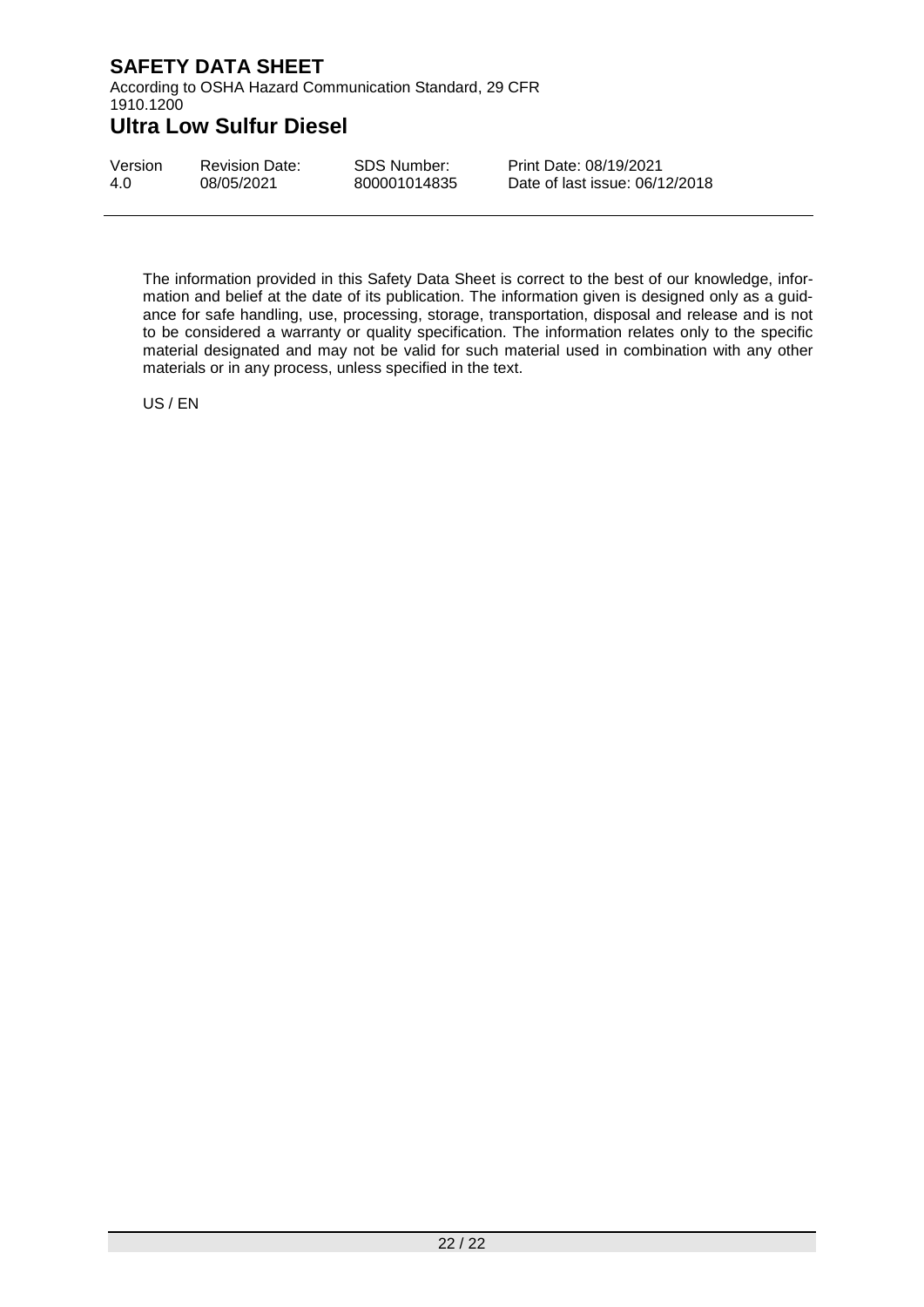The information provided in this Safety Data Sheet is correct to the best of our knowledge, information and belief at the date of its publication. The information given is designed only as a guidance for safe handling, use, processing, storage, transportation, disposal and release and is not to be considered a warranty or quality specification. The information relates only to the specific material designated and may not be valid for such material used in combination with any other materials or in any process, unless specified in the text.

US / EN